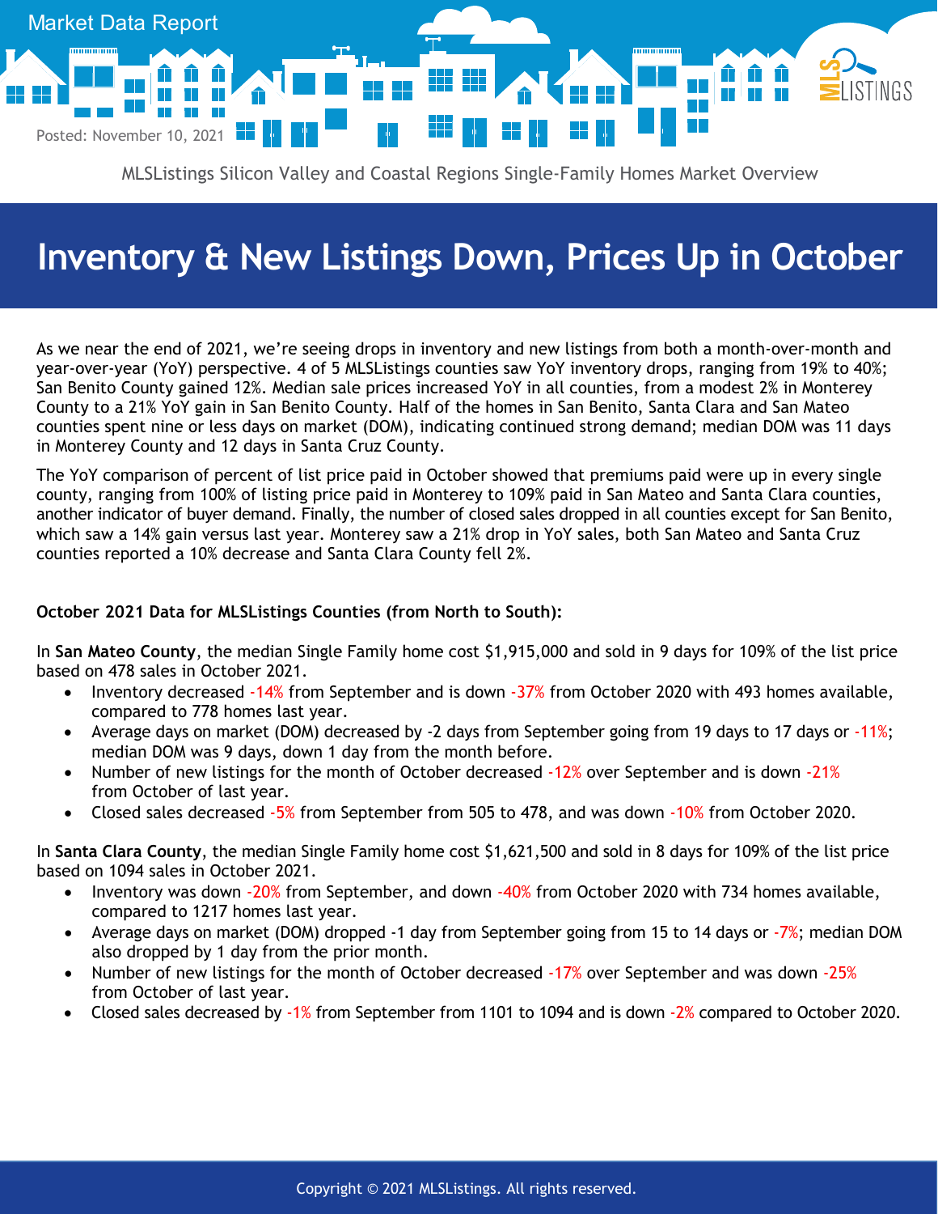Market Data Report

Posted: November 10, 2021

MLSListings Silicon Valley and Coastal Regions Single-Family Homes Market Overview

# Inventory & New Listings Down, Prices Up in October

As we near the end of 2021, we're seeing drops in inventory and new listings from both a month-over-month and year-over-year (YoY) perspective. 4 of 5 MLSListings counties saw YoY inventory drops, ranging from 19% to 40%; San Benito County gained 12%. Median sale prices increased YoY in all counties, from a modest 2% in Monterey County to a 21% YoY gain in San Benito County. Half of the homes in San Benito, Santa Clara and San Mateo counties spent nine or less days on market (DOM), indicating continued strong demand; median DOM was 11 days in Monterey County and 12 days in Santa Cruz County.

The YoY comparison of percent of list price paid in October showed that premiums paid were up in every single county, ranging from 100% of listing price paid in Monterey to 109% paid in San Mateo and Santa Clara counties, another indicator of buyer demand. Finally, the number of closed sales dropped in all counties except for San Benito, which saw a 14% gain versus last year. Monterey saw a 21% drop in YoY sales, both San Mateo and Santa Cruz counties reported a 10% decrease and Santa Clara County fell 2%.

**October 2021 Data for MLSListings Counties (from North to South):**

In **San Mateo County**, the median Single Family home cost $1,915,000 and sold in 9 days for 109% of the list price based on 478 sales in October 2021.

- Inventory decreased -14% from September and is down -37% from October 2020 with 493 homes available, compared to 778 homes last year.
- Average days on market (DOM) decreased by -2 days from September going from 19 days to 17 days or -11%; median DOM was 9 days, down 1 day from the month before.
- Number of new listings for the month of October decreased -12% over September and is down -21% from October of last year.
- Closed sales decreased -5% from September from 505 to 478, and was down -10% from October 2020.

In **Santa Clara County**, the median Single Family home cost $1,621,500 and sold in 8 days for 109% of the list price based on 1094 sales in October 2021.

- Inventory was down -20% from September, and down -40% from October 2020 with 734 homes available, compared to 1217 homes last year.
- Average days on market (DOM) dropped -1 day from September going from 15 to 14 days or -7%; median DOM also dropped by 1 day from the prior month.
- Number of new listings for the month of October decreased -17% over September and was down -25% from October of last year.
- Closed sales decreased by -1% from September from 1101 to 1094 and is down -2% compared to October 2020.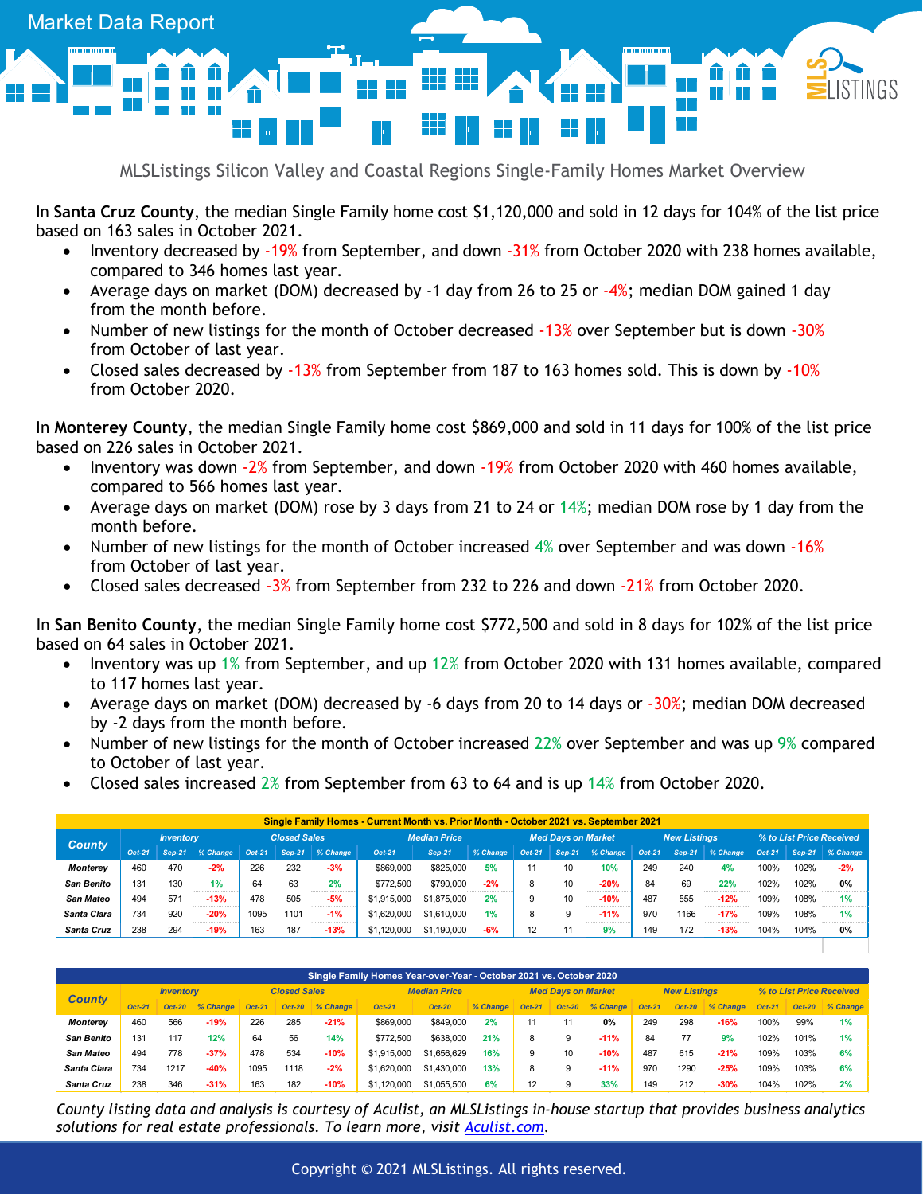# Market Data Report

MLSListings Silicon Valley and Coastal Regions Single-Family Homes Market Overview

In **Santa Cruz County**, the median Single Family home cost $1,120,000 and sold in 12 days for 104% of the list price based on 163 sales in October 2021.

- Inventory decreased by -19% from September, and down -31% from October 2020 with 238 homes available, compared to 346 homes last year.
- Average days on market (DOM) decreased by -1 day from 26 to 25 or -4%; median DOM gained 1 day from the month before.
- Number of new listings for the month of October decreased -13% over September but is down -30% from October of last year.
- Closed sales decreased by -13% from September from 187 to 163 homes sold. This is down by -10% from October 2020.

In **Monterey County**, the median Single Family home cost $869,000 and sold in 11 days for 100% of the list price based on 226 sales in October 2021.

- Inventory was down -2% from September, and down -19% from October 2020 with 460 homes available, compared to 566 homes last year.
- Average days on market (DOM) rose by 3 days from 21 to 24 or 14%; median DOM rose by 1 day from the month before.
- Number of new listings for the month of October increased 4% over September and was down -16% from October of last year.
- Closed sales decreased -3% from September from 232 to 226 and down -21% from October 2020.

In **San Benito County**, the median Single Family home cost $772,500 and sold in 8 days for 102% of the list price based on 64 sales in October 2021.

- Inventory was up 1% from September, and up 12% from October 2020 with 131 homes available, compared to 117 homes last year.
- Average days on market (DOM) decreased by -6 days from 20 to 14 days or -30%; median DOM decreased by -2 days from the month before.
- Number of new listings for the month of October increased 22% over September and was up 9% compared to October of last year.
- Closed sales increased 2% from September from 63 to 64 and is up 14% from October 2020.

**Single Family Homes - Current Month vs. Prior Month - October 2021 vs. September 2021**

| County | Inventory | | | Closed Sales | | | Median Price | | | Med Days on Market | | | New Listings | | | % to List Price Received | | |
|---|---|---|---|---|---|---|---|---|---|---|---|---|---|---|---|---|---|---|
| | Oct-21 | Sep-21 | % Change | Oct-21 | Sep-21 | % Change | Oct-21 | Sep-21 | % Change | Oct-21 | Sep-21 | % Change | Oct-21 | Sep-21 | % Change | Oct-21 | Sep-21 | % Change |
| Monterey | 460 | 470 | -2% | 226 | 232 | -3% | $869,000 | $825,000 | 5% | 11 | 10 | 10% | 249 | 240 | 4% | 100% | 102% | -2% |
| San Benito | 131 | 130 | 1% | 64 | 63 | 2% | $772,500 | $790,000 | -2% | 8 | 10 | -20% | 84 | 69 | 22% | 102% | 102% | 0% |
| San Mateo | 494 | 571 | -13% | 478 | 505 | -5% | $1,915,000 | $1,875,000 | 2% | 9 | 10 | -10% | 487 | 555 | -12% | 109% | 108% | 1% |
| Santa Clara | 734 | 920 | -20% | 1095 | 1101 | -1% | $1,620,000 | $1,610,000 | 1% | 8 | 9 | -11% | 970 | 1166 | -17% | 109% | 108% | 1% |
| Santa Cruz | 238 | 294 | -19% | 163 | 187 | -13% | $1,120,000 | $1,190,000 | -6% | 12 | 11 | 9% | 149 | 172 | -13% | 104% | 104% | 0% |

**Single Family Homes Year-over-Year - October 2021 vs. October 2020**

| County | Inventory | | | Closed Sales | | | Median Price | | | Med Days on Market | | | New Listings | | | % to List Price Received | | |
|---|---|---|---|---|---|---|---|---|---|---|---|---|---|---|---|---|---|---|
| | Oct-21 | Oct-20 | % Change | Oct-21 | Oct-20 | % Change | Oct-21 | Oct-20 | % Change | Oct-21 | Oct-20 | % Change | Oct-21 | Oct-20 | % Change | Oct-21 | Oct-20 | % Change |
| Monterey | 460 | 566 | -19% | 226 | 285 | -21% | $869,000 | $849,000 | 2% | 11 | 11 | 0% | 249 | 298 | -16% | 100% | 99% | 1% |
| San Benito | 131 | 117 | 12% | 64 | 56 | 14% | $772,500 | $638,000 | 21% | 8 | 9 | -11% | 84 | 77 | 9% | 102% | 101% | 1% |
| San Mateo | 494 | 778 | -37% | 478 | 534 | -10% | $1,915,000 | $1,656,629 | 16% | 9 | 10 | -10% | 487 | 615 | -21% | 109% | 103% | 6% |
| Santa Clara | 734 | 1217 | -40% | 1095 | 1118 | -2% | $1,620,000 | $1,430,000 | 13% | 8 | 9 | -11% | 970 | 1290 | -25% | 109% | 103% | 6% |
| Santa Cruz | 238 | 346 | -31% | 163 | 182 | -10% | $1,120,000 | $1,055,500 | 6% | 12 | 9 | 33% | 149 | 212 | -30% | 104% | 102% | 2% |

*County listing data and analysis is courtesy of Aculist, an MLSListings in-house startup that provides business analytics solutions for real estate professionals. To learn more, visit Aculist.com.*

Copyright © 2021 MLSListings. All rights reserved.